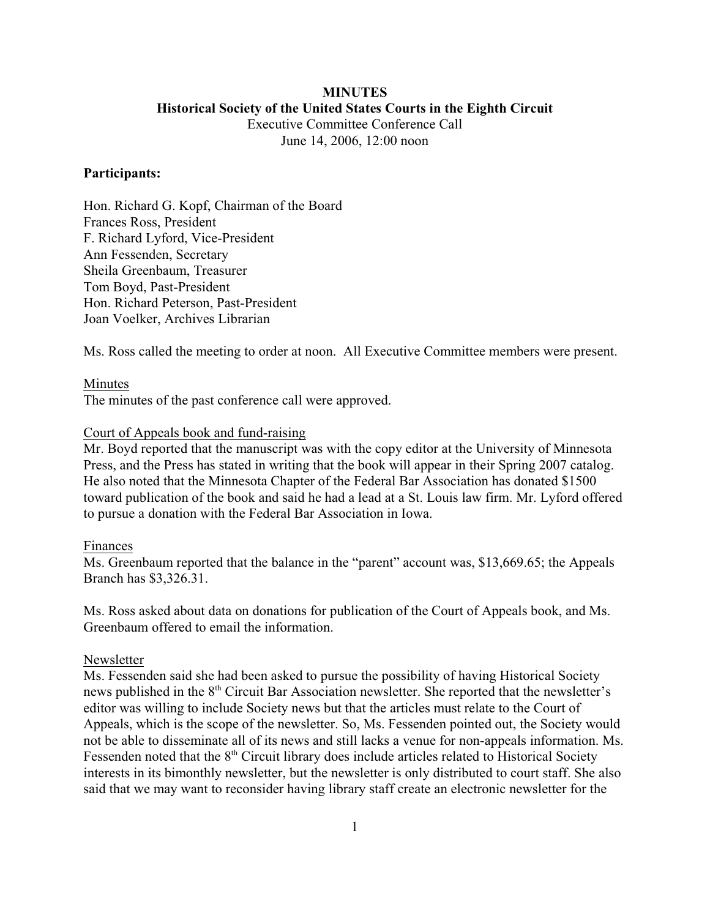**MINUTES**
**Historical Society of the United States Courts in the Eighth Circuit**
Executive Committee Conference Call
June 14, 2006, 12:00 noon

**Participants:**

Hon. Richard G. Kopf, Chairman of the Board
Frances Ross, President
F. Richard Lyford, Vice-President
Ann Fessenden, Secretary
Sheila Greenbaum, Treasurer
Tom Boyd, Past-President
Hon. Richard Peterson, Past-President
Joan Voelker, Archives Librarian

Ms. Ross called the meeting to order at noon. All Executive Committee members were present.

Minutes
The minutes of the past conference call were approved.

Court of Appeals book and fund-raising
Mr. Boyd reported that the manuscript was with the copy editor at the University of Minnesota Press, and the Press has stated in writing that the book will appear in their Spring 2007 catalog. He also noted that the Minnesota Chapter of the Federal Bar Association has donated $1500 toward publication of the book and said he had a lead at a St. Louis law firm. Mr. Lyford offered to pursue a donation with the Federal Bar Association in Iowa.

Finances
Ms. Greenbaum reported that the balance in the "parent" account was, $13,669.65; the Appeals Branch has $3,326.31.

Ms. Ross asked about data on donations for publication of the Court of Appeals book, and Ms. Greenbaum offered to email the information.

Newsletter
Ms. Fessenden said she had been asked to pursue the possibility of having Historical Society news published in the 8th Circuit Bar Association newsletter. She reported that the newsletter's editor was willing to include Society news but that the articles must relate to the Court of Appeals, which is the scope of the newsletter. So, Ms. Fessenden pointed out, the Society would not be able to disseminate all of its news and still lacks a venue for non-appeals information. Ms. Fessenden noted that the 8th Circuit library does include articles related to Historical Society interests in its bimonthly newsletter, but the newsletter is only distributed to court staff. She also said that we may want to reconsider having library staff create an electronic newsletter for the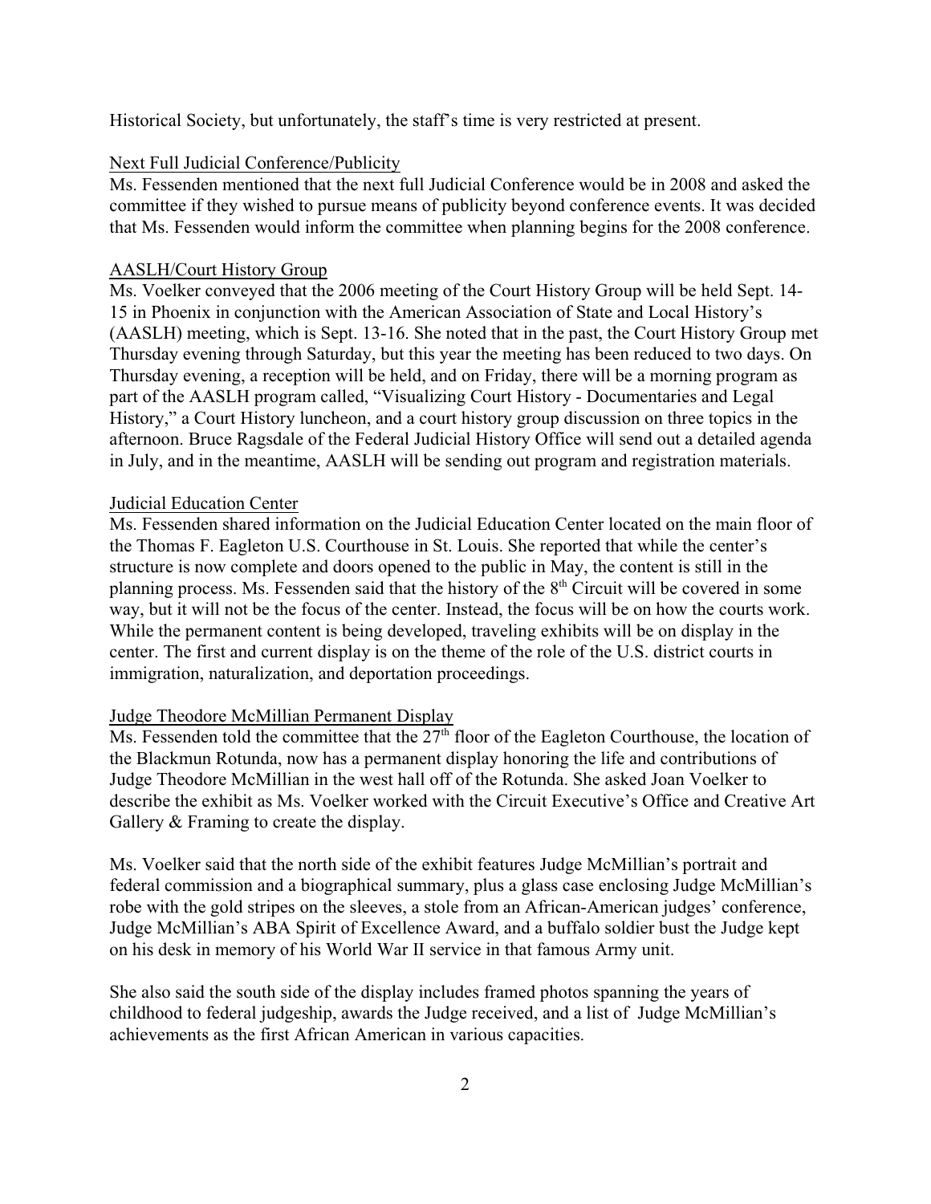Historical Society, but unfortunately, the staff's time is very restricted at present.

Next Full Judicial Conference/Publicity

Ms. Fessenden mentioned that the next full Judicial Conference would be in 2008 and asked the committee if they wished to pursue means of publicity beyond conference events. It was decided that Ms. Fessenden would inform the committee when planning begins for the 2008 conference.

AASLH/Court History Group

Ms. Voelker conveyed that the 2006 meeting of the Court History Group will be held Sept. 14-15 in Phoenix in conjunction with the American Association of State and Local History's (AASLH) meeting, which is Sept. 13-16. She noted that in the past, the Court History Group met Thursday evening through Saturday, but this year the meeting has been reduced to two days. On Thursday evening, a reception will be held, and on Friday, there will be a morning program as part of the AASLH program called, "Visualizing Court History - Documentaries and Legal History," a Court History luncheon, and a court history group discussion on three topics in the afternoon. Bruce Ragsdale of the Federal Judicial History Office will send out a detailed agenda in July, and in the meantime, AASLH will be sending out program and registration materials.

Judicial Education Center

Ms. Fessenden shared information on the Judicial Education Center located on the main floor of the Thomas F. Eagleton U.S. Courthouse in St. Louis. She reported that while the center's structure is now complete and doors opened to the public in May, the content is still in the planning process. Ms. Fessenden said that the history of the 8th Circuit will be covered in some way, but it will not be the focus of the center. Instead, the focus will be on how the courts work. While the permanent content is being developed, traveling exhibits will be on display in the center. The first and current display is on the theme of the role of the U.S. district courts in immigration, naturalization, and deportation proceedings.

Judge Theodore McMillian Permanent Display

Ms. Fessenden told the committee that the 27th floor of the Eagleton Courthouse, the location of the Blackmun Rotunda, now has a permanent display honoring the life and contributions of Judge Theodore McMillian in the west hall off of the Rotunda. She asked Joan Voelker to describe the exhibit as Ms. Voelker worked with the Circuit Executive's Office and Creative Art Gallery & Framing to create the display.

Ms. Voelker said that the north side of the exhibit features Judge McMillian's portrait and federal commission and a biographical summary, plus a glass case enclosing Judge McMillian's robe with the gold stripes on the sleeves, a stole from an African-American judges' conference, Judge McMillian's ABA Spirit of Excellence Award, and a buffalo soldier bust the Judge kept on his desk in memory of his World War II service in that famous Army unit.

She also said the south side of the display includes framed photos spanning the years of childhood to federal judgeship, awards the Judge received, and a list of Judge McMillian's achievements as the first African American in various capacities.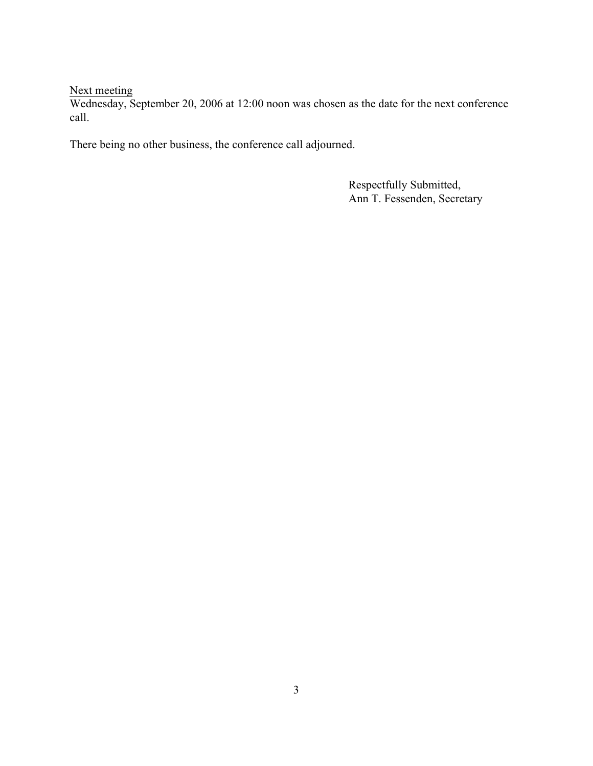<u>Next meeting</u>
Wednesday, September 20, 2006 at 12:00 noon was chosen as the date for the next conference call.

There being no other business, the conference call adjourned.

Respectfully Submitted,
Ann T. Fessenden, Secretary